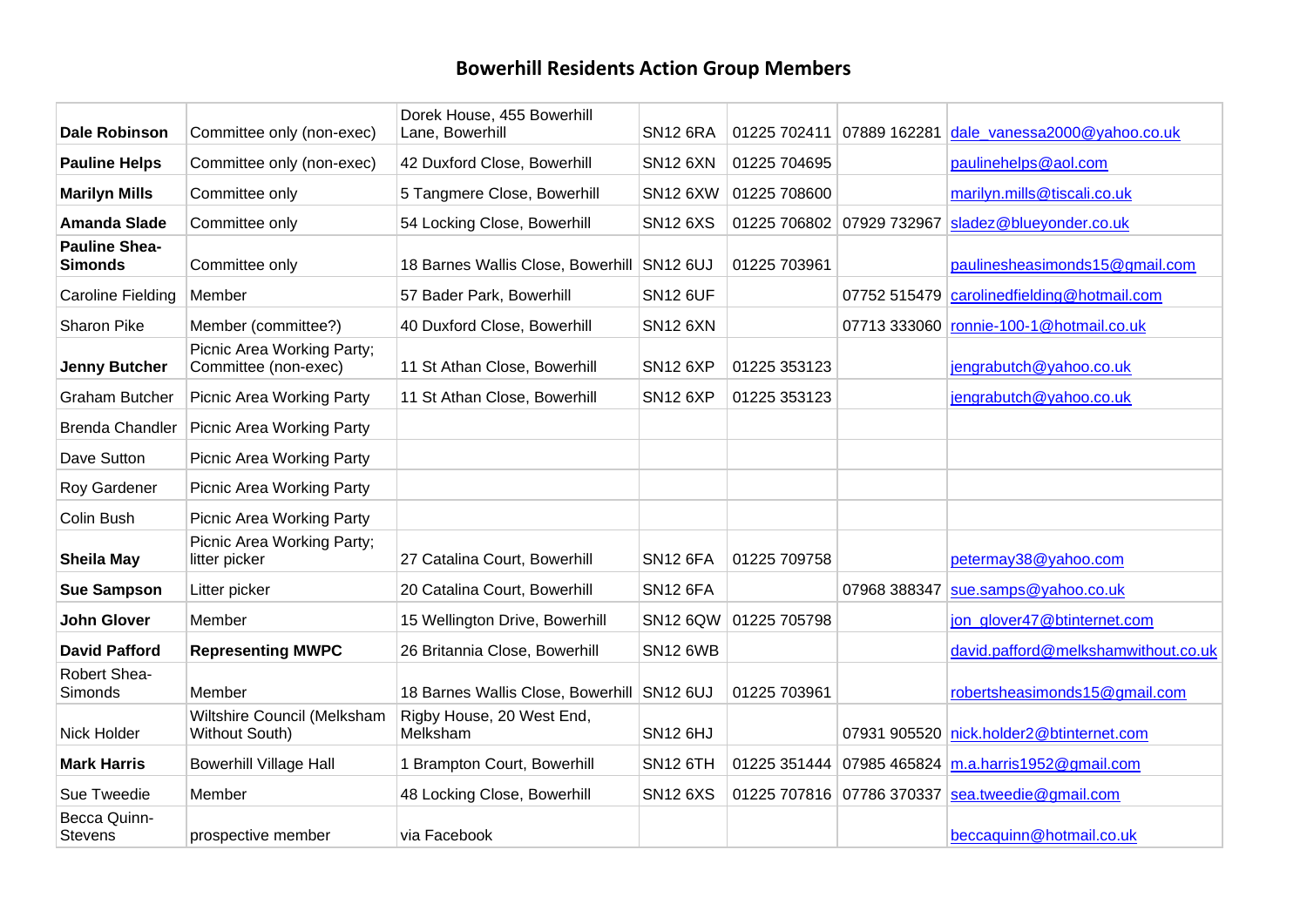# Bowerhill Residents Action Group Members

| | | | | | | |
|---|---|---|---|---|---|---|
| **Dale Robinson** | Committee only (non-exec) | Dorek House, 455 Bowerhill Lane, Bowerhill | SN12 6RA | 01225 702411 | 07889 162281 | dale_vanessa2000@yahoo.co.uk |
| **Pauline Helps** | Committee only (non-exec) | 42 Duxford Close, Bowerhill | SN12 6XN | 01225 704695 | | paulinehelps@aol.com |
| **Marilyn Mills** | Committee only | 5 Tangmere Close, Bowerhill | SN12 6XW | 01225 708600 | | marilyn.mills@tiscali.co.uk |
| **Amanda Slade** | Committee only | 54 Locking Close, Bowerhill | SN12 6XS | 01225 706802 | 07929 732967 | sladez@blueyonder.co.uk |
| **Pauline Shea-Simonds** | Committee only | 18 Barnes Wallis Close, Bowerhill | SN12 6UJ | 01225 703961 | | paulinesheasimonds15@gmail.com |
| Caroline Fielding | Member | 57 Bader Park, Bowerhill | SN12 6UF | | 07752 515479 | carolinedfielding@hotmail.com |
| Sharon Pike | Member (committee?) | 40 Duxford Close, Bowerhill | SN12 6XN | | 07713 333060 | ronnie-100-1@hotmail.co.uk |
| **Jenny Butcher** | Picnic Area Working Party; Committee (non-exec) | 11 St Athan Close, Bowerhill | SN12 6XP | 01225 353123 | | jengrabutch@yahoo.co.uk |
| Graham Butcher | Picnic Area Working Party | 11 St Athan Close, Bowerhill | SN12 6XP | 01225 353123 | | jengrabutch@yahoo.co.uk |
| Brenda Chandler | Picnic Area Working Party | | | | | |
| Dave Sutton | Picnic Area Working Party | | | | | |
| Roy Gardener | Picnic Area Working Party | | | | | |
| Colin Bush | Picnic Area Working Party | | | | | |
| **Sheila May** | Picnic Area Working Party; litter picker | 27 Catalina Court, Bowerhill | SN12 6FA | 01225 709758 | | petermay38@yahoo.com |
| **Sue Sampson** | Litter picker | 20 Catalina Court, Bowerhill | SN12 6FA | | 07968 388347 | sue.samps@yahoo.co.uk |
| **John Glover** | Member | 15 Wellington Drive, Bowerhill | SN12 6QW | 01225 705798 | | jon_glover47@btinternet.com |
| **David Pafford** | **Representing MWPC** | 26 Britannia Close, Bowerhill | SN12 6WB | | | david.pafford@melkshamwithout.co.uk |
| Robert Shea-Simonds | Member | 18 Barnes Wallis Close, Bowerhill | SN12 6UJ | 01225 703961 | | robertsheasimonds15@gmail.com |
| Nick Holder | Wiltshire Council (Melksham Without South) | Rigby House, 20 West End, Melksham | SN12 6HJ | | 07931 905520 | nick.holder2@btinternet.com |
| **Mark Harris** | Bowerhill Village Hall | 1 Brampton Court, Bowerhill | SN12 6TH | 01225 351444 | 07985 465824 | m.a.harris1952@gmail.com |
| Sue Tweedie | Member | 48 Locking Close, Bowerhill | SN12 6XS | 01225 707816 | 07786 370337 | sea.tweedie@gmail.com |
| Becca Quinn-Stevens | prospective member | via Facebook | | | | beccaquinn@hotmail.co.uk |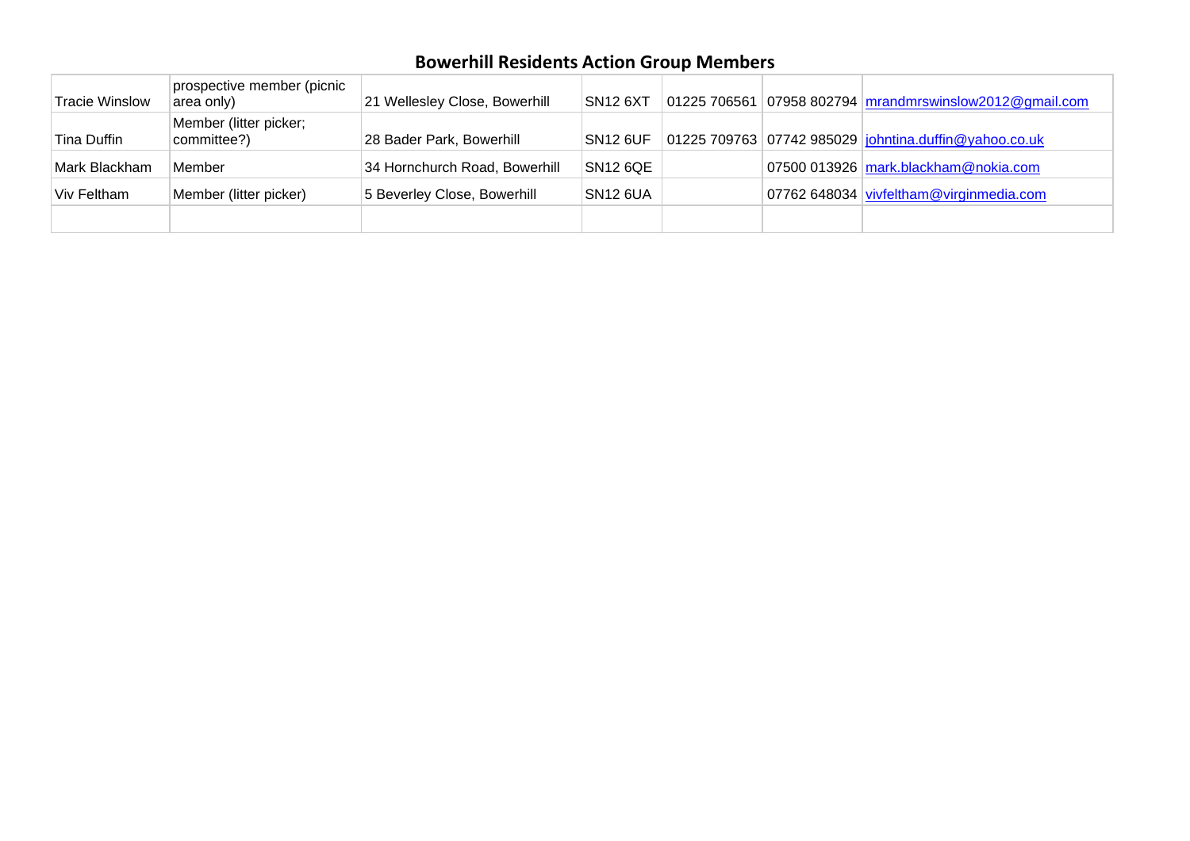## Bowerhill Residents Action Group Members

| | | | | | | |
|---|---|---|---|---|---|---|
| Tracie Winslow | prospective member (picnic area only) | 21 Wellesley Close, Bowerhill | SN12 6XT | 01225 706561 | 07958 802794 | mrandmrswinslow2012@gmail.com |
| Tina Duffin | Member (litter picker; committee?) | 28 Bader Park, Bowerhill | SN12 6UF | 01225 709763 | 07742 985029 | johntina.duffin@yahoo.co.uk |
| Mark Blackham | Member | 34 Hornchurch Road, Bowerhill | SN12 6QE | | 07500 013926 | mark.blackham@nokia.com |
| Viv Feltham | Member (litter picker) | 5 Beverley Close, Bowerhill | SN12 6UA | | 07762 648034 | vivfeltham@virginmedia.com |
| | | | | | | |